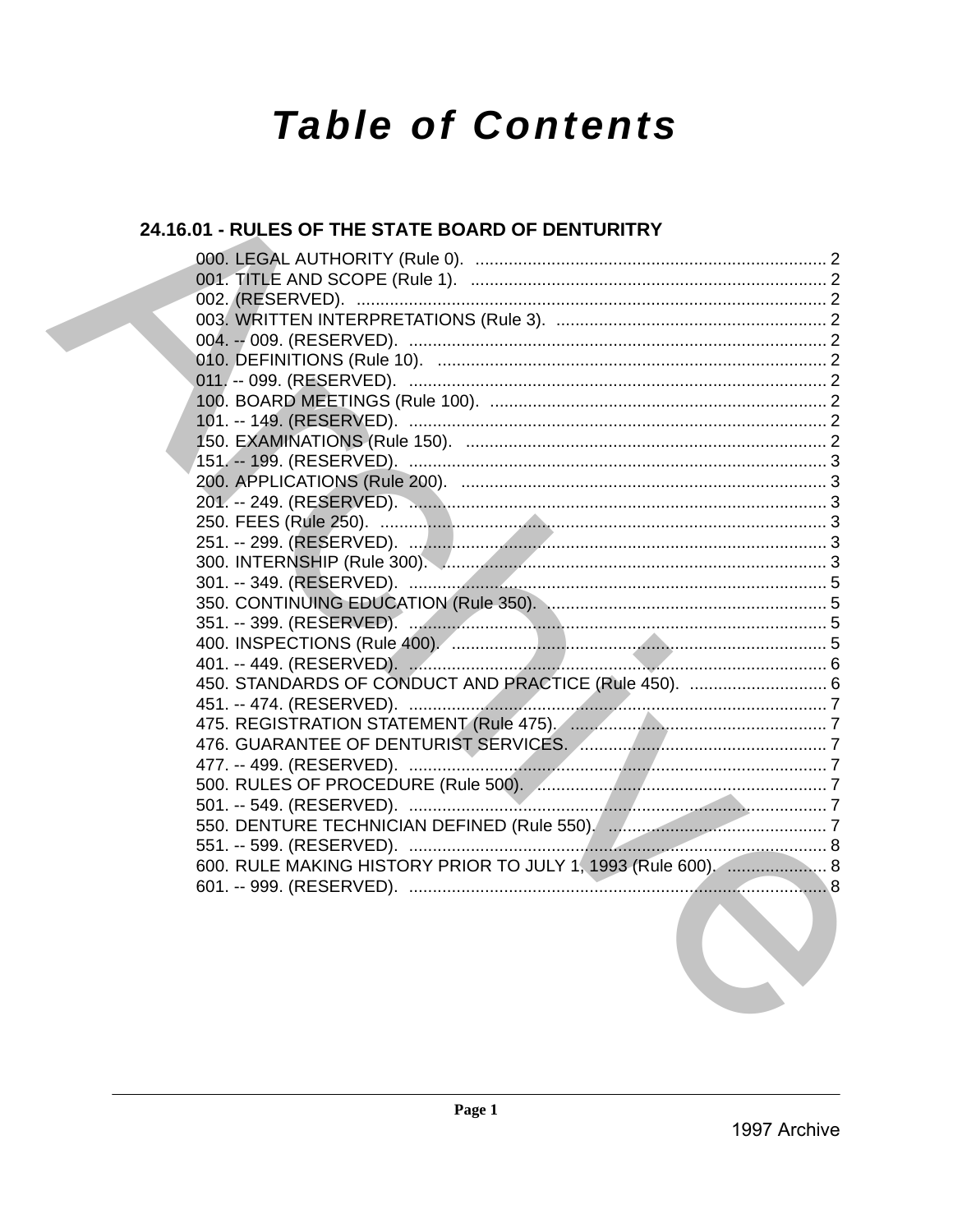# Table of Contents

## 24.16.01 - RULES OF THE STATE BOARD OF DENTURITRY

000. LEGAL AUTHORITY (Rule 0). .......... 2
001. TITLE AND SCOPE (Rule 1). .......... 2
002. (RESERVED). .......... 2
003. WRITTEN INTERPRETATIONS (Rule 3). .......... 2
004. -- 009. (RESERVED). .......... 2
010. DEFINITIONS (Rule 10). .......... 2
011. -- 099. (RESERVED). .......... 2
100. BOARD MEETINGS (Rule 100). .......... 2
101. -- 149. (RESERVED). .......... 2
150. EXAMINATIONS (Rule 150). .......... 2
151. -- 199. (RESERVED). .......... 3
200. APPLICATIONS (Rule 200). .......... 3
201. -- 249. (RESERVED). .......... 3
250. FEES (Rule 250). .......... 3
251. -- 299. (RESERVED). .......... 3
300. INTERNSHIP (Rule 300). .......... 3
301. -- 349. (RESERVED). .......... 5
350. CONTINUING EDUCATION (Rule 350). .......... 5
351. -- 399. (RESERVED). .......... 5
400. INSPECTIONS (Rule 400). .......... 5
401. -- 449. (RESERVED). .......... 6
450. STANDARDS OF CONDUCT AND PRACTICE (Rule 450). .......... 6
451. -- 474. (RESERVED). .......... 7
475. REGISTRATION STATEMENT (Rule 475). .......... 7
476. GUARANTEE OF DENTURIST SERVICES. .......... 7
477. -- 499. (RESERVED). .......... 7
500. RULES OF PROCEDURE (Rule 500). .......... 7
501. -- 549. (RESERVED). .......... 7
550. DENTURE TECHNICIAN DEFINED (Rule 550). .......... 7
551. -- 599. (RESERVED). .......... 8
600. RULE MAKING HISTORY PRIOR TO JULY 1, 1993 (Rule 600). .......... 8
601. -- 999. (RESERVED). .......... 8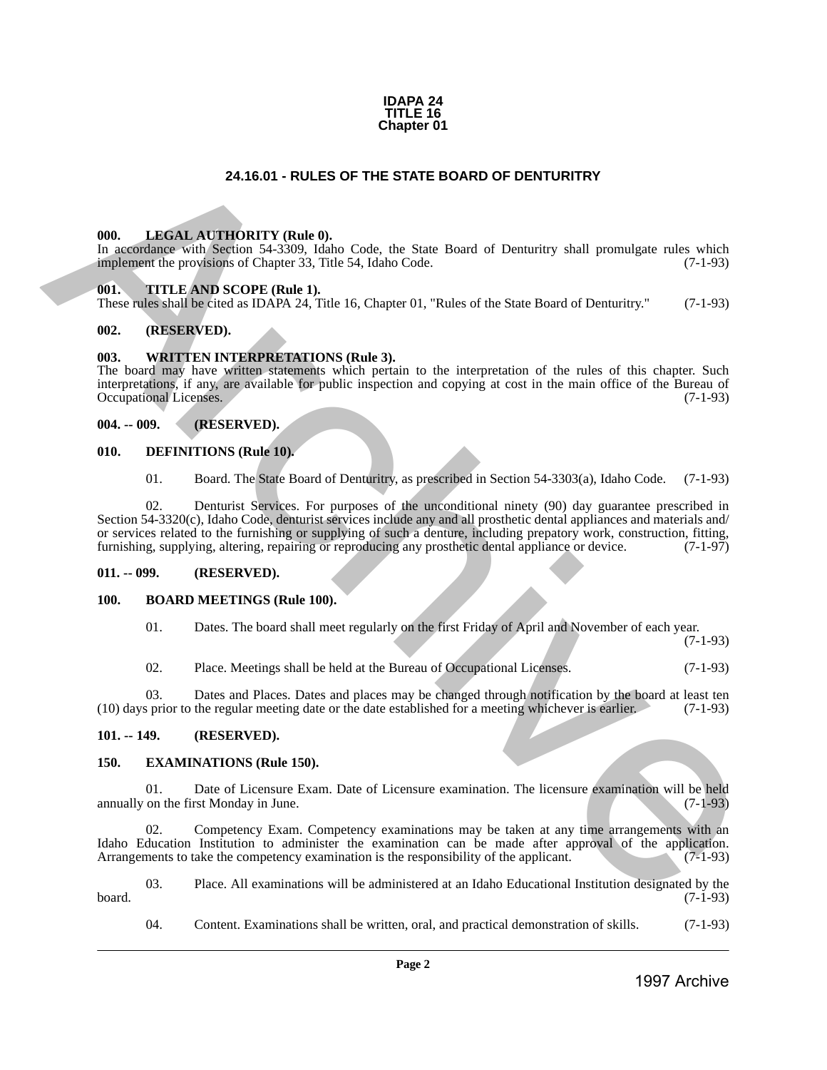**IDAPA 24**
**TITLE 16**
**Chapter 01**

# 24.16.01 - RULES OF THE STATE BOARD OF DENTURITRY

### 000. LEGAL AUTHORITY (Rule 0).

In accordance with Section 54-3309, Idaho Code, the State Board of Denturitry shall promulgate rules which implement the provisions of Chapter 33, Title 54, Idaho Code. (7-1-93)

### 001. TITLE AND SCOPE (Rule 1).

These rules shall be cited as IDAPA 24, Title 16, Chapter 01, "Rules of the State Board of Denturitry." (7-1-93)

### 002. (RESERVED).

### 003. WRITTEN INTERPRETATIONS (Rule 3).

The board may have written statements which pertain to the interpretation of the rules of this chapter. Such interpretations, if any, are available for public inspection and copying at cost in the main office of the Bureau of Occupational Licenses. (7-1-93)

### 004. -- 009. (RESERVED).

### 010. DEFINITIONS (Rule 10).

01. Board. The State Board of Denturitry, as prescribed in Section 54-3303(a), Idaho Code. (7-1-93)

02. Denturist Services. For purposes of the unconditional ninety (90) day guarantee prescribed in Section 54-3320(c), Idaho Code, denturist services include any and all prosthetic dental appliances and materials and/or services related to the furnishing or supplying of such a denture, including prepatory work, construction, fitting, furnishing, supplying, altering, repairing or reproducing any prosthetic dental appliance or device. (7-1-97)

### 011. -- 099. (RESERVED).

### 100. BOARD MEETINGS (Rule 100).

01. Dates. The board shall meet regularly on the first Friday of April and November of each year. (7-1-93)

02. Place. Meetings shall be held at the Bureau of Occupational Licenses. (7-1-93)

03. Dates and Places. Dates and places may be changed through notification by the board at least ten (10) days prior to the regular meeting date or the date established for a meeting whichever is earlier. (7-1-93)

### 101. -- 149. (RESERVED).

### 150. EXAMINATIONS (Rule 150).

01. Date of Licensure Exam. Date of Licensure examination. The licensure examination will be held annually on the first Monday in June. (7-1-93)

02. Competency Exam. Competency examinations may be taken at any time arrangements with an Idaho Education Institution to administer the examination can be made after approval of the application. Arrangements to take the competency examination is the responsibility of the applicant. (7-1-93)

03. Place. All examinations will be administered at an Idaho Educational Institution designated by the board. (7-1-93)

04. Content. Examinations shall be written, oral, and practical demonstration of skills. (7-1-93)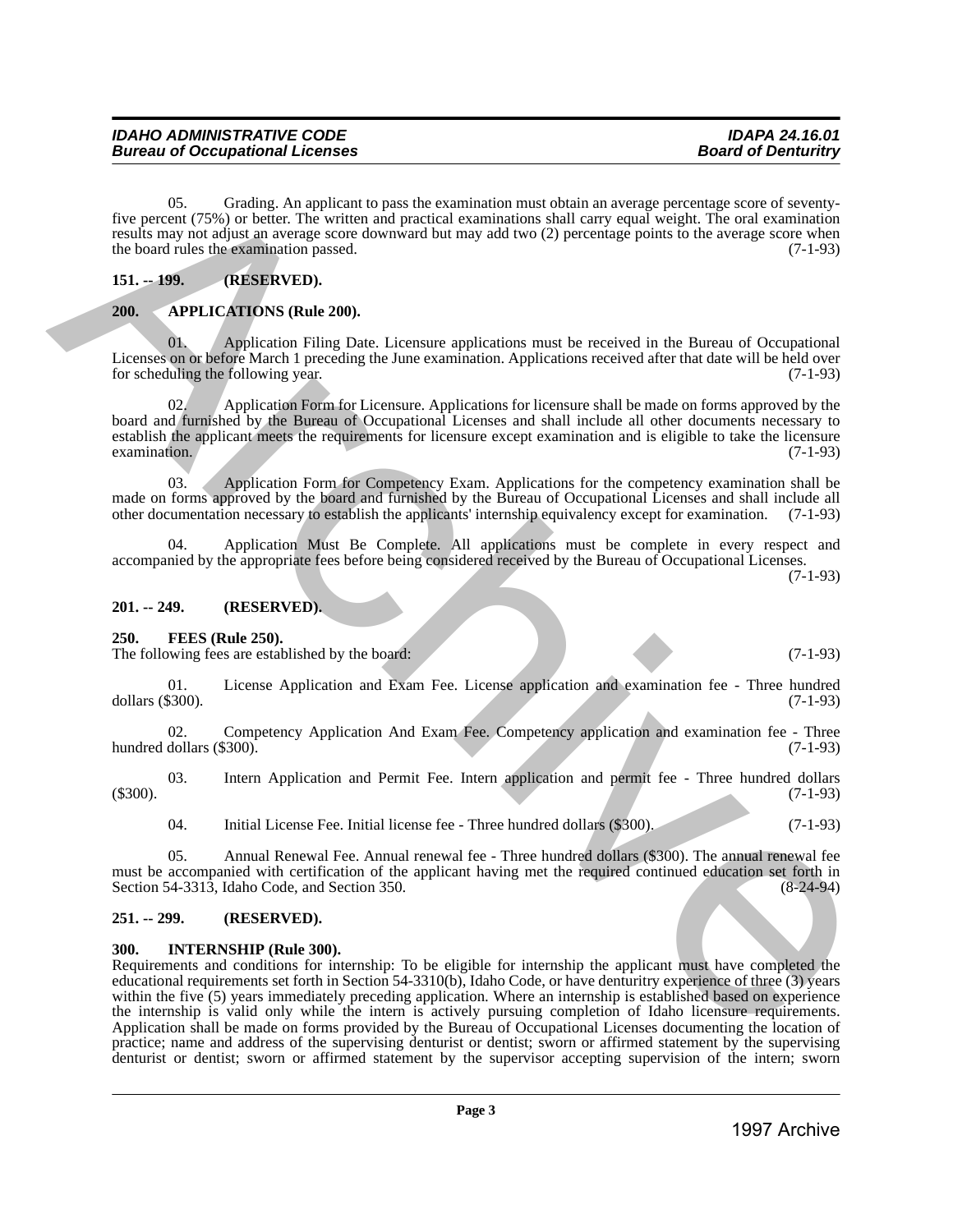05. Grading. An applicant to pass the examination must obtain an average percentage score of seventy-five percent (75%) or better. The written and practical examinations shall carry equal weight. The oral examination results may not adjust an average score downward but may add two (2) percentage points to the average score when the board rules the examination passed. (7-1-93)

**151. -- 199. (RESERVED).**

**200. APPLICATIONS (Rule 200).**

01. Application Filing Date. Licensure applications must be received in the Bureau of Occupational Licenses on or before March 1 preceding the June examination. Applications received after that date will be held over for scheduling the following year. (7-1-93)

02. Application Form for Licensure. Applications for licensure shall be made on forms approved by the board and furnished by the Bureau of Occupational Licenses and shall include all other documents necessary to establish the applicant meets the requirements for licensure except examination and is eligible to take the licensure examination. (7-1-93)

03. Application Form for Competency Exam. Applications for the competency examination shall be made on forms approved by the board and furnished by the Bureau of Occupational Licenses and shall include all other documentation necessary to establish the applicants' internship equivalency except for examination. (7-1-93)

04. Application Must Be Complete. All applications must be complete in every respect and accompanied by the appropriate fees before being considered received by the Bureau of Occupational Licenses. (7-1-93)

**201. -- 249. (RESERVED).**

**250. FEES (Rule 250).**

The following fees are established by the board: (7-1-93)

01. License Application and Exam Fee. License application and examination fee - Three hundred dollars ($300). (7-1-93)

02. Competency Application And Exam Fee. Competency application and examination fee - Three hundred dollars ($300). (7-1-93)

03. Intern Application and Permit Fee. Intern application and permit fee - Three hundred dollars ($300). (7-1-93)

04. Initial License Fee. Initial license fee - Three hundred dollars ($300). (7-1-93)

05. Annual Renewal Fee. Annual renewal fee - Three hundred dollars ($300). The annual renewal fee must be accompanied with certification of the applicant having met the required continued education set forth in Section 54-3313, Idaho Code, and Section 350. (8-24-94)

**251. -- 299. (RESERVED).**

**300. INTERNSHIP (Rule 300).**

Requirements and conditions for internship: To be eligible for internship the applicant must have completed the educational requirements set forth in Section 54-3310(b), Idaho Code, or have denturitry experience of three (3) years within the five (5) years immediately preceding application. Where an internship is established based on experience the internship is valid only while the intern is actively pursuing completion of Idaho licensure requirements. Application shall be made on forms provided by the Bureau of Occupational Licenses documenting the location of practice; name and address of the supervising denturist or dentist; sworn or affirmed statement by the supervising denturist or dentist; sworn or affirmed statement by the supervisor accepting supervision of the intern; sworn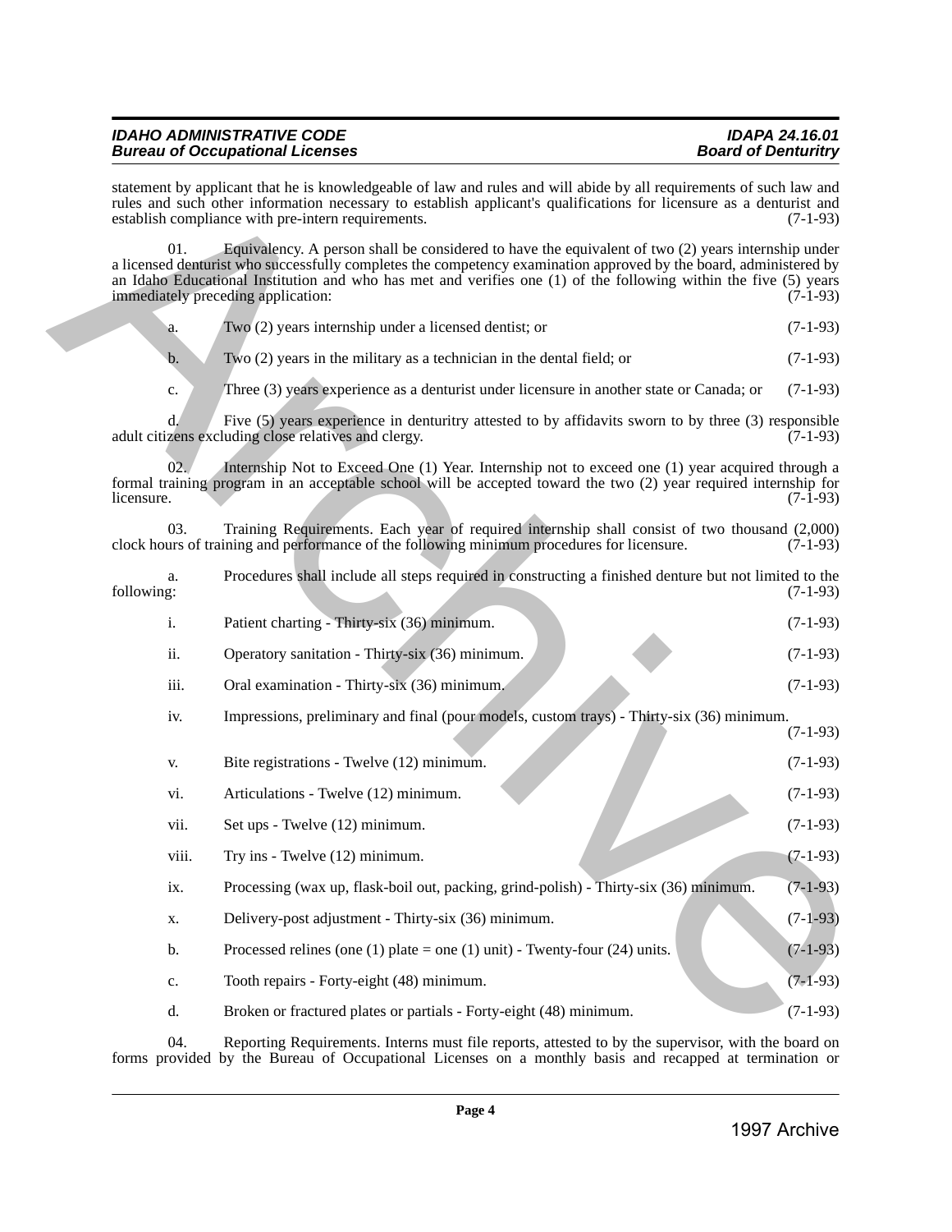statement by applicant that he is knowledgeable of law and rules and will abide by all requirements of such law and rules and such other information necessary to establish applicant's qualifications for licensure as a denturist and establish compliance with pre-intern requirements. (7-1-93)

01. Equivalency. A person shall be considered to have the equivalent of two (2) years internship under a licensed denturist who successfully completes the competency examination approved by the board, administered by an Idaho Educational Institution and who has met and verifies one (1) of the following within the five (5) years immediately preceding application: (7-1-93)

a. Two (2) years internship under a licensed dentist; or (7-1-93)

b. Two (2) years in the military as a technician in the dental field; or (7-1-93)

c. Three (3) years experience as a denturist under licensure in another state or Canada; or (7-1-93)

d. Five (5) years experience in denturitry attested to by affidavits sworn to by three (3) responsible adult citizens excluding close relatives and clergy. (7-1-93)

02. Internship Not to Exceed One (1) Year. Internship not to exceed one (1) year acquired through a formal training program in an acceptable school will be accepted toward the two (2) year required internship for licensure. (7-1-93)

03. Training Requirements. Each year of required internship shall consist of two thousand (2,000) clock hours of training and performance of the following minimum procedures for licensure. (7-1-93)

a. Procedures shall include all steps required in constructing a finished denture but not limited to the following: (7-1-93)

i. Patient charting - Thirty-six (36) minimum. (7-1-93)

ii. Operatory sanitation - Thirty-six (36) minimum. (7-1-93)

iii. Oral examination - Thirty-six (36) minimum. (7-1-93)

iv. Impressions, preliminary and final (pour models, custom trays) - Thirty-six (36) minimum. (7-1-93)

v. Bite registrations - Twelve (12) minimum. (7-1-93)

vi. Articulations - Twelve (12) minimum. (7-1-93)

vii. Set ups - Twelve (12) minimum. (7-1-93)

viii. Try ins - Twelve (12) minimum. (7-1-93)

ix. Processing (wax up, flask-boil out, packing, grind-polish) - Thirty-six (36) minimum. (7-1-93)

x. Delivery-post adjustment - Thirty-six (36) minimum. (7-1-93)

b. Processed relines (one (1) plate = one (1) unit) - Twenty-four (24) units. (7-1-93)

c. Tooth repairs - Forty-eight (48) minimum. (7-1-93)

d. Broken or fractured plates or partials - Forty-eight (48) minimum. (7-1-93)

04. Reporting Requirements. Interns must file reports, attested to by the supervisor, with the board on forms provided by the Bureau of Occupational Licenses on a monthly basis and recapped at termination or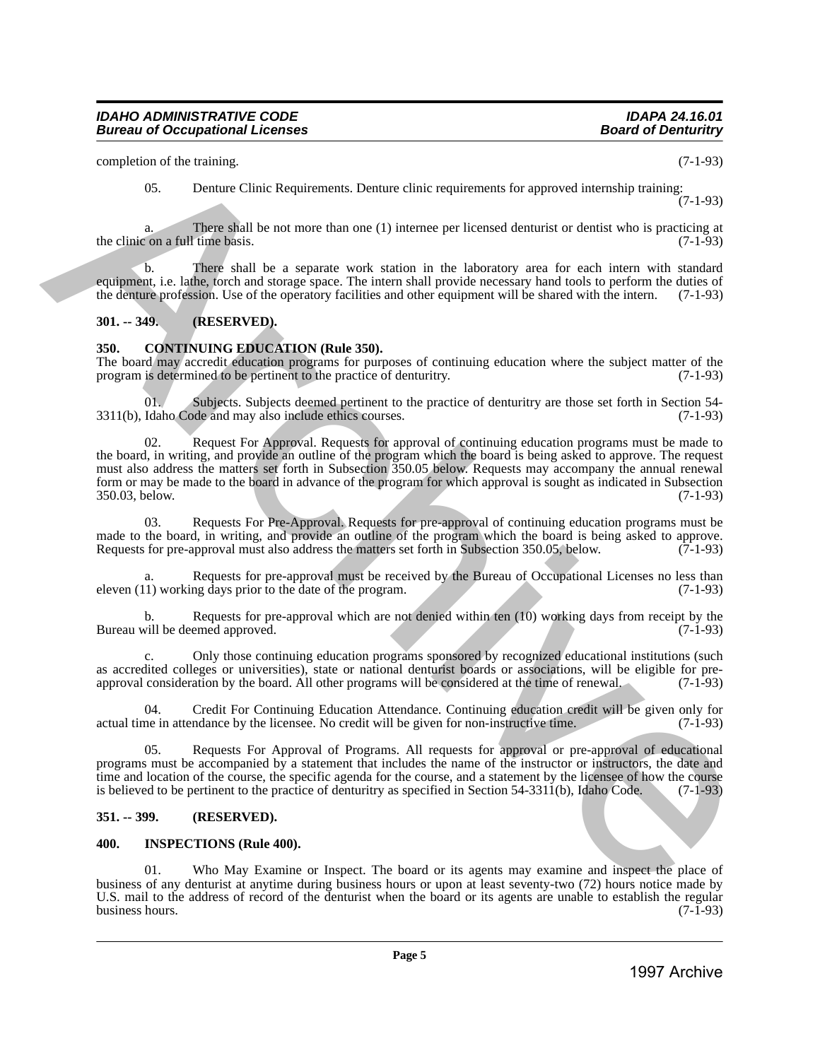completion of the training. (7-1-93)

05. Denture Clinic Requirements. Denture clinic requirements for approved internship training: (7-1-93)

a. There shall be not more than one (1) internee per licensed denturist or dentist who is practicing at the clinic on a full time basis. (7-1-93)

b. There shall be a separate work station in the laboratory area for each intern with standard equipment, i.e. lathe, torch and storage space. The intern shall provide necessary hand tools to perform the duties of the denture profession. Use of the operatory facilities and other equipment will be shared with the intern. (7-1-93)

### 301. -- 349. (RESERVED).

### 350. CONTINUING EDUCATION (Rule 350).

The board may accredit education programs for purposes of continuing education where the subject matter of the program is determined to be pertinent to the practice of denturitry. (7-1-93)

01. Subjects. Subjects deemed pertinent to the practice of denturitry are those set forth in Section 54-3311(b), Idaho Code and may also include ethics courses. (7-1-93)

02. Request For Approval. Requests for approval of continuing education programs must be made to the board, in writing, and provide an outline of the program which the board is being asked to approve. The request must also address the matters set forth in Subsection 350.05 below. Requests may accompany the annual renewal form or may be made to the board in advance of the program for which approval is sought as indicated in Subsection 350.03, below. (7-1-93)

03. Requests For Pre-Approval. Requests for pre-approval of continuing education programs must be made to the board, in writing, and provide an outline of the program which the board is being asked to approve. Requests for pre-approval must also address the matters set forth in Subsection 350.05, below. (7-1-93)

a. Requests for pre-approval must be received by the Bureau of Occupational Licenses no less than eleven (11) working days prior to the date of the program. (7-1-93)

b. Requests for pre-approval which are not denied within ten (10) working days from receipt by the Bureau will be deemed approved. (7-1-93)

c. Only those continuing education programs sponsored by recognized educational institutions (such as accredited colleges or universities), state or national denturist boards or associations, will be eligible for pre-approval consideration by the board. All other programs will be considered at the time of renewal. (7-1-93)

04. Credit For Continuing Education Attendance. Continuing education credit will be given only for actual time in attendance by the licensee. No credit will be given for non-instructive time. (7-1-93)

05. Requests For Approval of Programs. All requests for approval or pre-approval of educational programs must be accompanied by a statement that includes the name of the instructor or instructors, the date and time and location of the course, the specific agenda for the course, and a statement by the licensee of how the course is believed to be pertinent to the practice of denturitry as specified in Section 54-3311(b), Idaho Code. (7-1-93)

### 351. -- 399. (RESERVED).

### 400. INSPECTIONS (Rule 400).

01. Who May Examine or Inspect. The board or its agents may examine and inspect the place of business of any denturist at anytime during business hours or upon at least seventy-two (72) hours notice made by U.S. mail to the address of record of the denturist when the board or its agents are unable to establish the regular business hours. (7-1-93)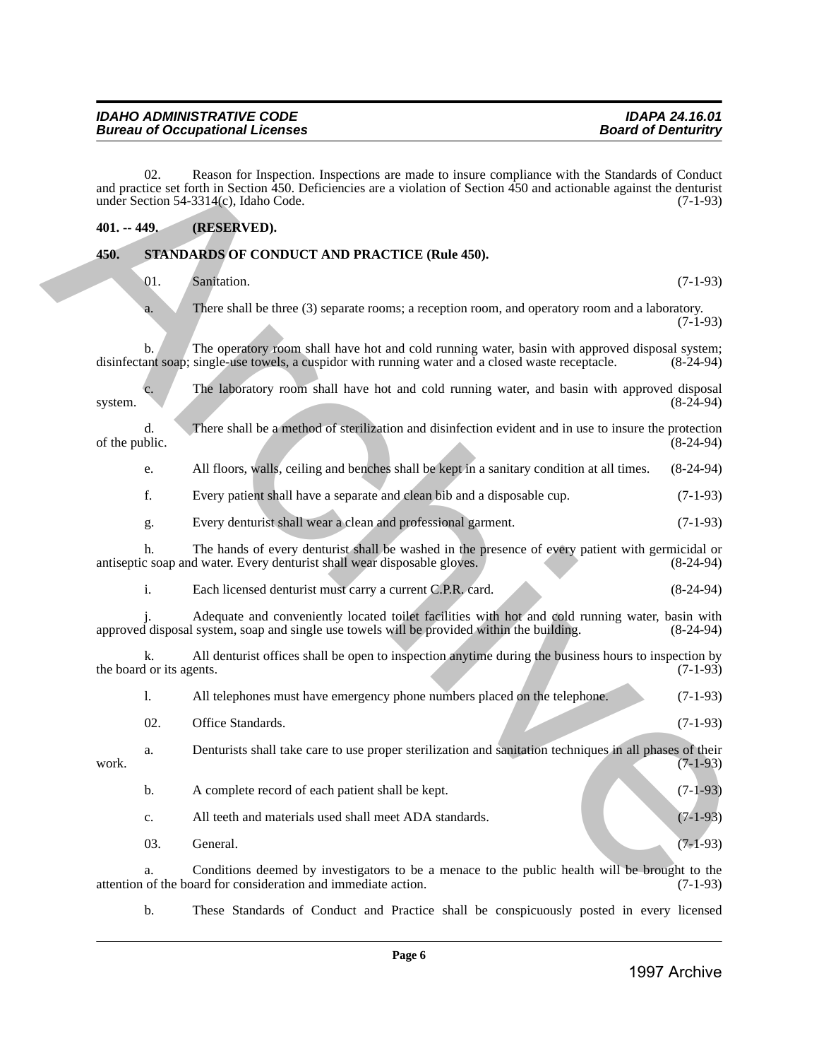02. Reason for Inspection. Inspections are made to insure compliance with the Standards of Conduct and practice set forth in Section 450. Deficiencies are a violation of Section 450 and actionable against the denturist under Section 54-3314(c), Idaho Code. (7-1-93)

**401. -- 449. (RESERVED).**

**450. STANDARDS OF CONDUCT AND PRACTICE (Rule 450).**

01. Sanitation. (7-1-93)

a. There shall be three (3) separate rooms; a reception room, and operatory room and a laboratory. (7-1-93)

b. The operatory room shall have hot and cold running water, basin with approved disposal system; disinfectant soap; single-use towels, a cuspidor with running water and a closed waste receptacle. (8-24-94)

c. The laboratory room shall have hot and cold running water, and basin with approved disposal system. (8-24-94)

d. There shall be a method of sterilization and disinfection evident and in use to insure the protection of the public. (8-24-94)

e. All floors, walls, ceiling and benches shall be kept in a sanitary condition at all times. (8-24-94)

f. Every patient shall have a separate and clean bib and a disposable cup. (7-1-93)

g. Every denturist shall wear a clean and professional garment. (7-1-93)

h. The hands of every denturist shall be washed in the presence of every patient with germicidal or antiseptic soap and water. Every denturist shall wear disposable gloves. (8-24-94)

i. Each licensed denturist must carry a current C.P.R. card. (8-24-94)

j. Adequate and conveniently located toilet facilities with hot and cold running water, basin with approved disposal system, soap and single use towels will be provided within the building. (8-24-94)

k. All denturist offices shall be open to inspection anytime during the business hours to inspection by the board or its agents. (7-1-93)

l. All telephones must have emergency phone numbers placed on the telephone. (7-1-93)

02. Office Standards. (7-1-93)

a. Denturists shall take care to use proper sterilization and sanitation techniques in all phases of their work. (7-1-93)

b. A complete record of each patient shall be kept. (7-1-93)

c. All teeth and materials used shall meet ADA standards. (7-1-93)

03. General. (7-1-93)

a. Conditions deemed by investigators to be a menace to the public health will be brought to the attention of the board for consideration and immediate action. (7-1-93)

b. These Standards of Conduct and Practice shall be conspicuously posted in every licensed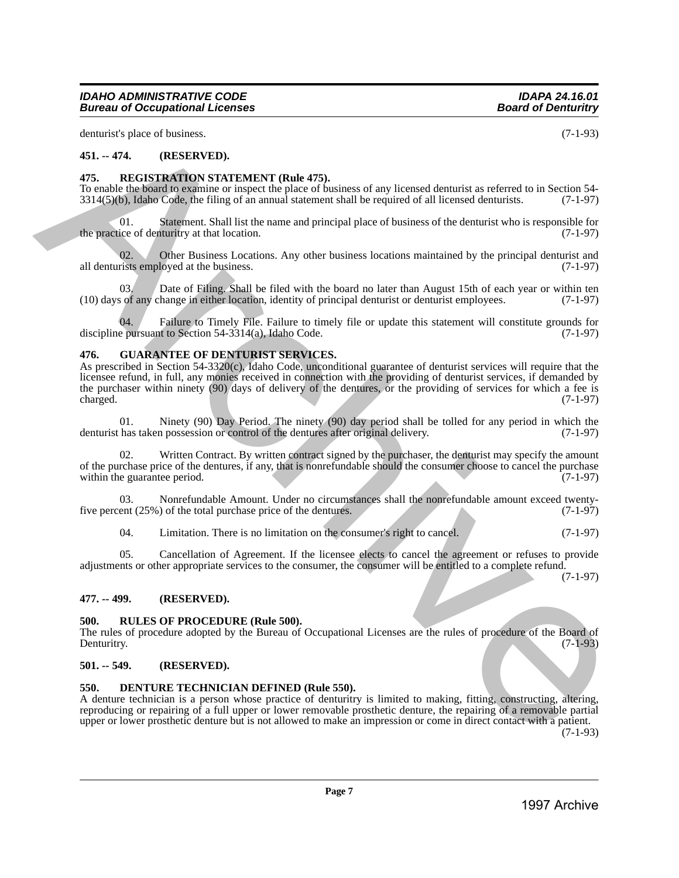denturist's place of business. (7-1-93)

**451. -- 474. (RESERVED).**

**475. REGISTRATION STATEMENT (Rule 475).**

To enable the board to examine or inspect the place of business of any licensed denturist as referred to in Section 54-3314(5)(b), Idaho Code, the filing of an annual statement shall be required of all licensed denturists. (7-1-97)

01. Statement. Shall list the name and principal place of business of the denturist who is responsible for the practice of denturitry at that location. (7-1-97)

02. Other Business Locations. Any other business locations maintained by the principal denturist and all denturists employed at the business. (7-1-97)

03. Date of Filing. Shall be filed with the board no later than August 15th of each year or within ten (10) days of any change in either location, identity of principal denturist or denturist employees. (7-1-97)

04. Failure to Timely File. Failure to timely file or update this statement will constitute grounds for discipline pursuant to Section 54-3314(a), Idaho Code. (7-1-97)

**476. GUARANTEE OF DENTURIST SERVICES.**

As prescribed in Section 54-3320(c), Idaho Code, unconditional guarantee of denturist services will require that the licensee refund, in full, any monies received in connection with the providing of denturist services, if demanded by the purchaser within ninety (90) days of delivery of the dentures, or the providing of services for which a fee is charged. (7-1-97)

01. Ninety (90) Day Period. The ninety (90) day period shall be tolled for any period in which the denturist has taken possession or control of the dentures after original delivery. (7-1-97)

02. Written Contract. By written contract signed by the purchaser, the denturist may specify the amount of the purchase price of the dentures, if any, that is nonrefundable should the consumer choose to cancel the purchase within the guarantee period. (7-1-97)

03. Nonrefundable Amount. Under no circumstances shall the nonrefundable amount exceed twenty-five percent (25%) of the total purchase price of the dentures. (7-1-97)

04. Limitation. There is no limitation on the consumer's right to cancel. (7-1-97)

05. Cancellation of Agreement. If the licensee elects to cancel the agreement or refuses to provide adjustments or other appropriate services to the consumer, the consumer will be entitled to a complete refund. (7-1-97)

**477. -- 499. (RESERVED).**

**500. RULES OF PROCEDURE (Rule 500).**

The rules of procedure adopted by the Bureau of Occupational Licenses are the rules of procedure of the Board of Denturitry. (7-1-93)

**501. -- 549. (RESERVED).**

**550. DENTURE TECHNICIAN DEFINED (Rule 550).**

A denture technician is a person whose practice of denturitry is limited to making, fitting, constructing, altering, reproducing or repairing of a full upper or lower removable prosthetic denture, the repairing of a removable partial upper or lower prosthetic denture but is not allowed to make an impression or come in direct contact with a patient. (7-1-93)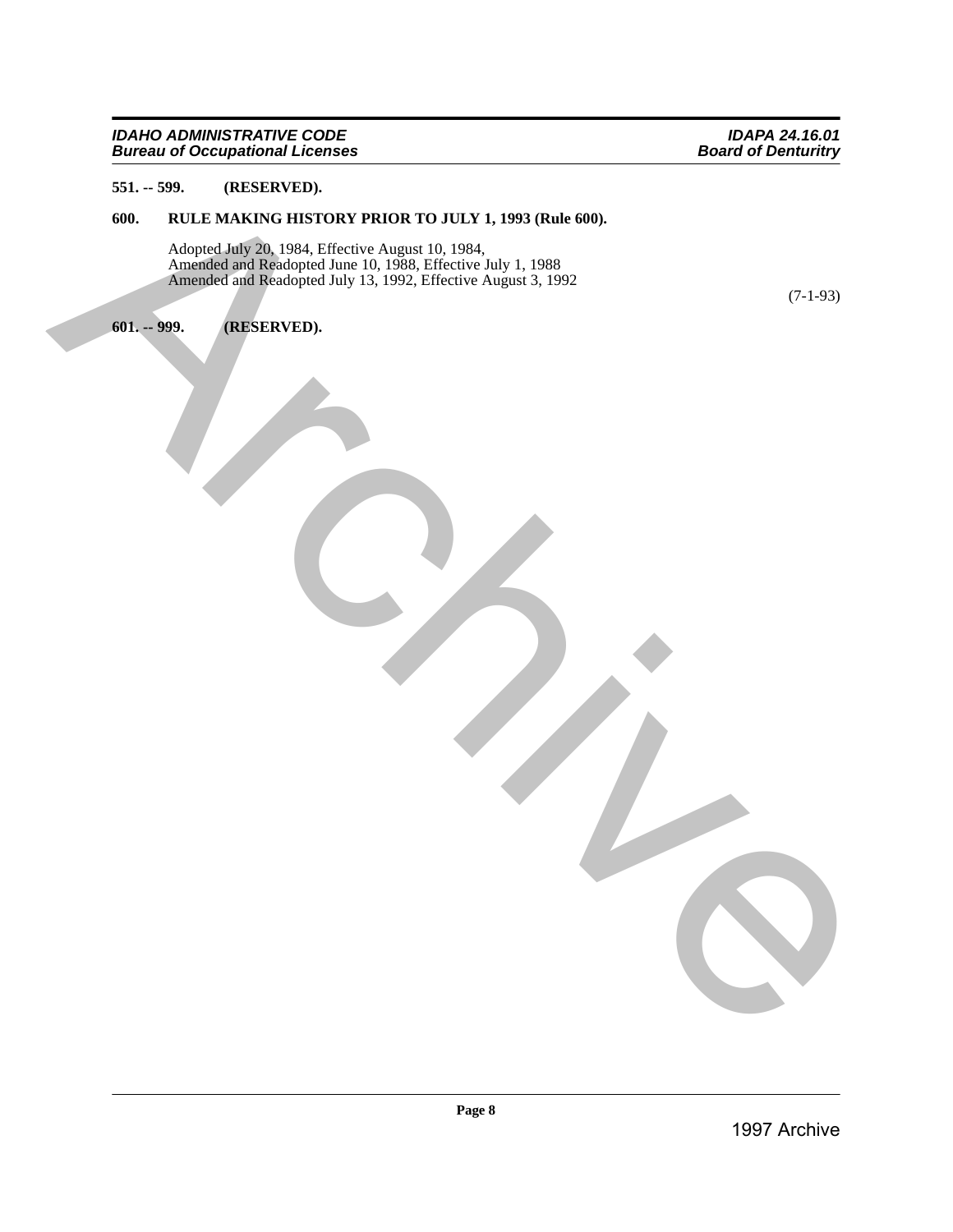**551. -- 599. (RESERVED).**

**600. RULE MAKING HISTORY PRIOR TO JULY 1, 1993 (Rule 600).**

Adopted July 20, 1984, Effective August 10, 1984,
Amended and Readopted June 10, 1988, Effective July 1, 1988
Amended and Readopted July 13, 1992, Effective August 3, 1992

(7-1-93)

**601. -- 999. (RESERVED).**